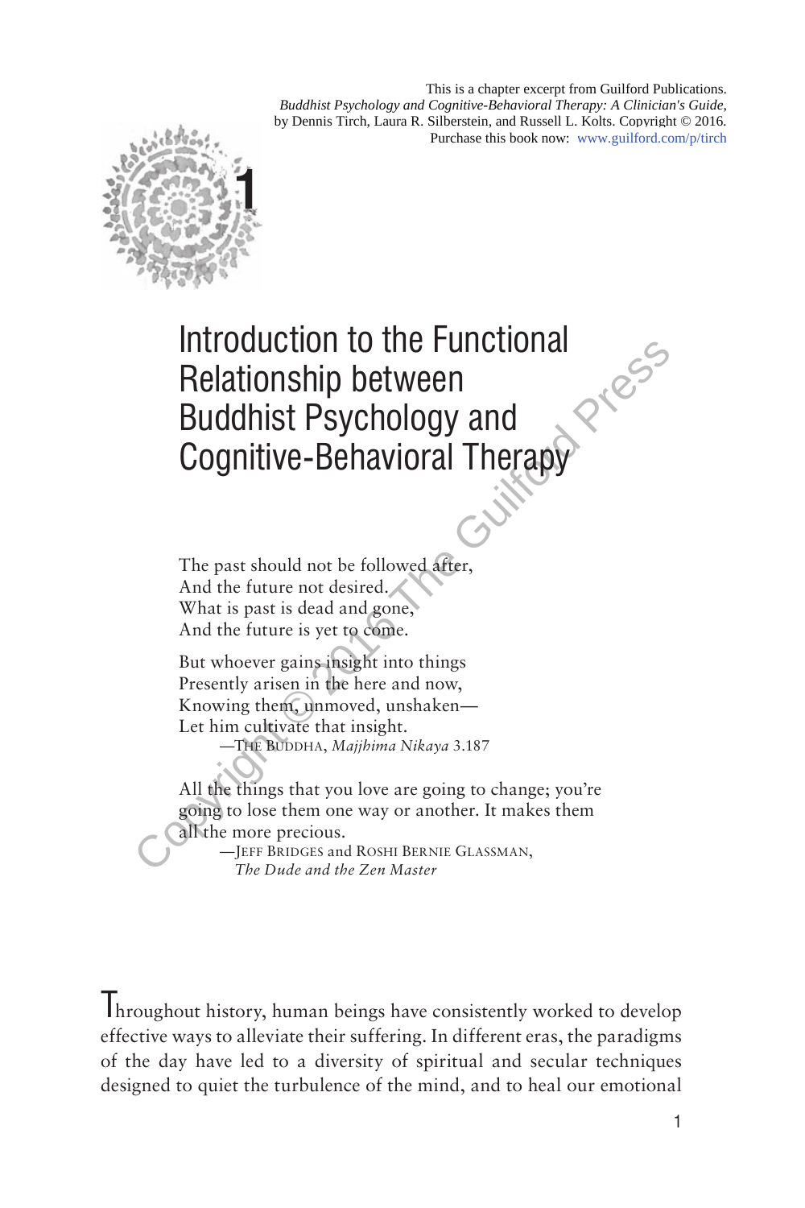This is a chapter excerpt from Guilford Publications.
*Buddhist Psychology and Cognitive-Behavioral Therapy: A Clinician's Guide,*
by Dennis Tirch, Laura R. Silberstein, and Russell L. Kolts. Copyright © 2016.
Purchase this book now: www.guilford.com/p/tirch

# 1 Introduction to the Functional Relationship between Buddhist Psychology and Cognitive-Behavioral Therapy

The past should not be followed after,
And the future not desired.
What is past is dead and gone,
And the future is yet to come.

But whoever gains insight into things
Presently arisen in the here and now,
Knowing them, unmoved, unshaken—
Let him cultivate that insight.

—The Buddha, *Majjhima Nikaya* 3.187

All the things that you love are going to change; you're going to lose them one way or another. It makes them all the more precious.

—Jeff Bridges and Roshi Bernie Glassman, *The Dude and the Zen Master*

Throughout history, human beings have consistently worked to develop effective ways to alleviate their suffering. In different eras, the paradigms of the day have led to a diversity of spiritual and secular techniques designed to quiet the turbulence of the mind, and to heal our emotional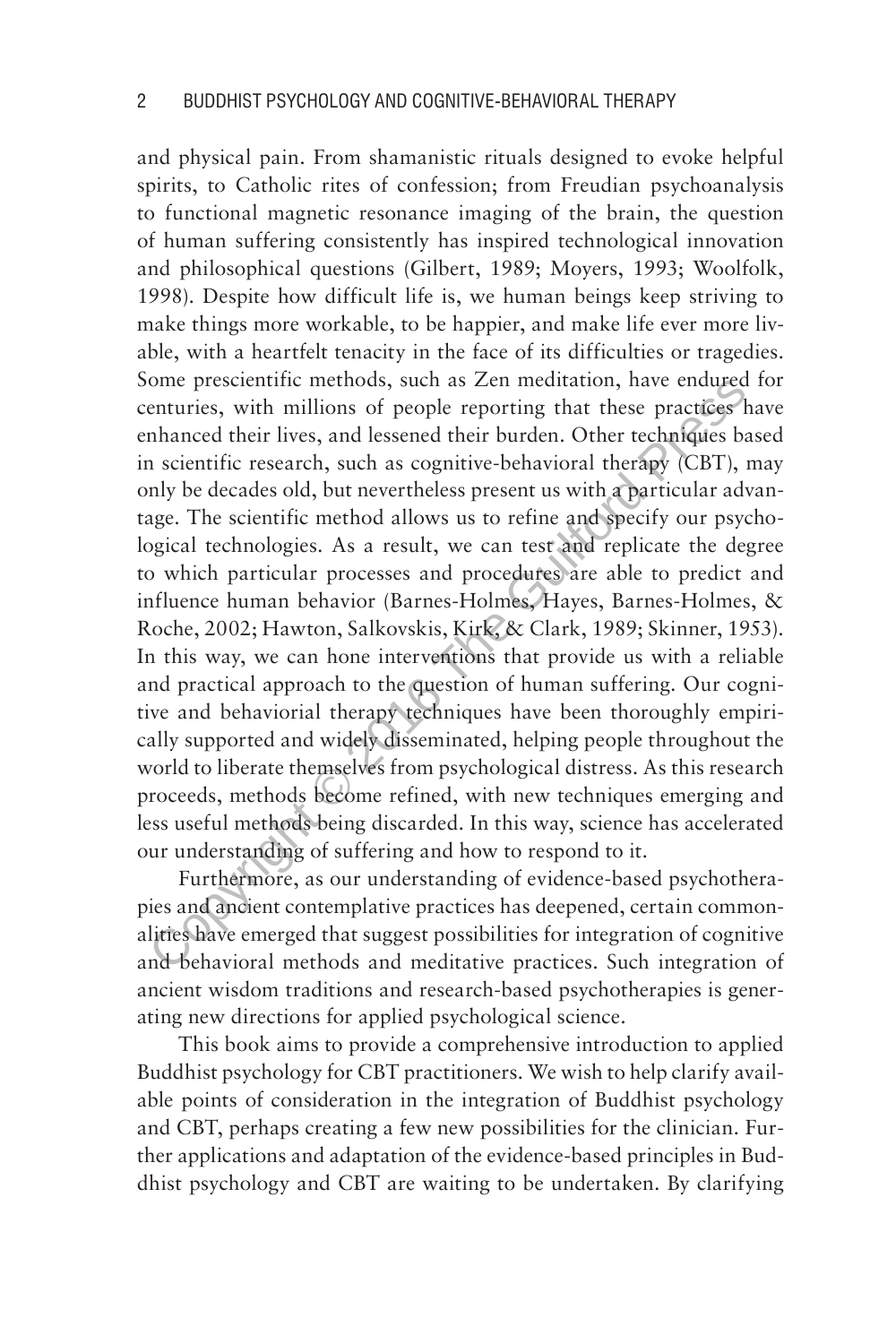and physical pain. From shamanistic rituals designed to evoke helpful spirits, to Catholic rites of confession; from Freudian psychoanalysis to functional magnetic resonance imaging of the brain, the question of human suffering consistently has inspired technological innovation and philosophical questions (Gilbert, 1989; Moyers, 1993; Woolfolk, 1998). Despite how difficult life is, we human beings keep striving to make things more workable, to be happier, and make life ever more livable, with a heartfelt tenacity in the face of its difficulties or tragedies. Some prescientific methods, such as Zen meditation, have endured for centuries, with millions of people reporting that these practices have enhanced their lives, and lessened their burden. Other techniques based in scientific research, such as cognitive-behavioral therapy (CBT), may only be decades old, but nevertheless present us with a particular advantage. The scientific method allows us to refine and specify our psychological technologies. As a result, we can test and replicate the degree to which particular processes and procedures are able to predict and influence human behavior (Barnes-Holmes, Hayes, Barnes-Holmes, & Roche, 2002; Hawton, Salkovskis, Kirk, & Clark, 1989; Skinner, 1953). In this way, we can hone interventions that provide us with a reliable and practical approach to the question of human suffering. Our cognitive and behaviorial therapy techniques have been thoroughly empirically supported and widely disseminated, helping people throughout the world to liberate themselves from psychological distress. As this research proceeds, methods become refined, with new techniques emerging and less useful methods being discarded. In this way, science has accelerated our understanding of suffering and how to respond to it.

Furthermore, as our understanding of evidence-based psychotherapies and ancient contemplative practices has deepened, certain commonalities have emerged that suggest possibilities for integration of cognitive and behavioral methods and meditative practices. Such integration of ancient wisdom traditions and research-based psychotherapies is generating new directions for applied psychological science.

This book aims to provide a comprehensive introduction to applied Buddhist psychology for CBT practitioners. We wish to help clarify available points of consideration in the integration of Buddhist psychology and CBT, perhaps creating a few new possibilities for the clinician. Further applications and adaptation of the evidence-based principles in Buddhist psychology and CBT are waiting to be undertaken. By clarifying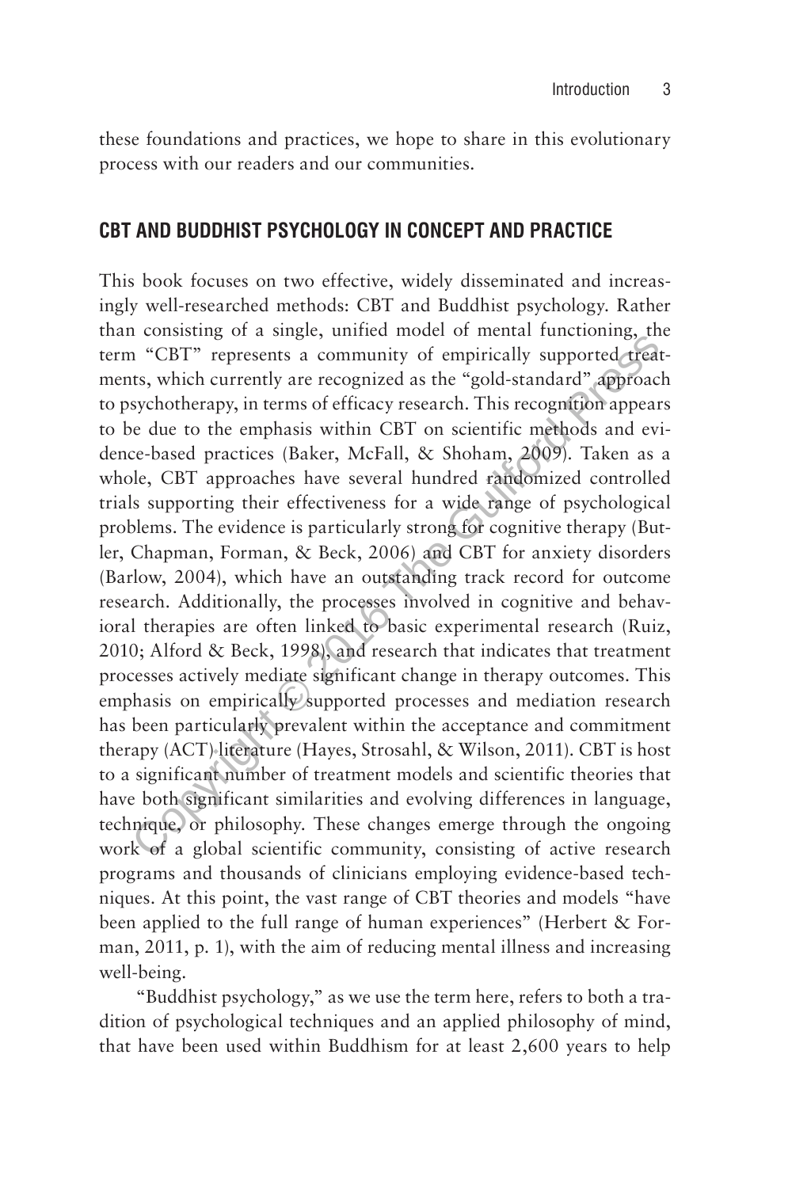these foundations and practices, we hope to share in this evolutionary process with our readers and our communities.

## CBT AND BUDDHIST PSYCHOLOGY IN CONCEPT AND PRACTICE

This book focuses on two effective, widely disseminated and increasingly well-researched methods: CBT and Buddhist psychology. Rather than consisting of a single, unified model of mental functioning, the term "CBT" represents a community of empirically supported treatments, which currently are recognized as the "gold-standard" approach to psychotherapy, in terms of efficacy research. This recognition appears to be due to the emphasis within CBT on scientific methods and evidence-based practices (Baker, McFall, & Shoham, 2009). Taken as a whole, CBT approaches have several hundred randomized controlled trials supporting their effectiveness for a wide range of psychological problems. The evidence is particularly strong for cognitive therapy (Butler, Chapman, Forman, & Beck, 2006) and CBT for anxiety disorders (Barlow, 2004), which have an outstanding track record for outcome research. Additionally, the processes involved in cognitive and behavioral therapies are often linked to basic experimental research (Ruiz, 2010; Alford & Beck, 1998), and research that indicates that treatment processes actively mediate significant change in therapy outcomes. This emphasis on empirically supported processes and mediation research has been particularly prevalent within the acceptance and commitment therapy (ACT) literature (Hayes, Strosahl, & Wilson, 2011). CBT is host to a significant number of treatment models and scientific theories that have both significant similarities and evolving differences in language, technique, or philosophy. These changes emerge through the ongoing work of a global scientific community, consisting of active research programs and thousands of clinicians employing evidence-based techniques. At this point, the vast range of CBT theories and models "have been applied to the full range of human experiences" (Herbert & Forman, 2011, p. 1), with the aim of reducing mental illness and increasing well-being.

"Buddhist psychology," as we use the term here, refers to both a tradition of psychological techniques and an applied philosophy of mind, that have been used within Buddhism for at least 2,600 years to help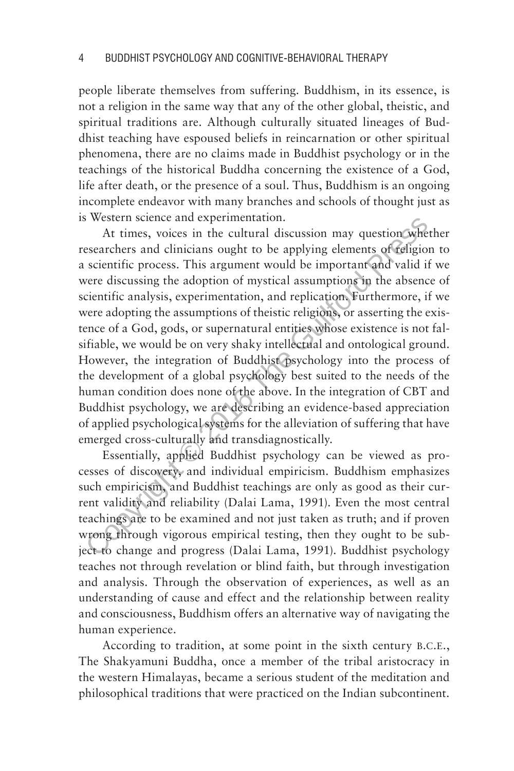people liberate themselves from suffering. Buddhism, in its essence, is not a religion in the same way that any of the other global, theistic, and spiritual traditions are. Although culturally situated lineages of Buddhist teaching have espoused beliefs in reincarnation or other spiritual phenomena, there are no claims made in Buddhist psychology or in the teachings of the historical Buddha concerning the existence of a God, life after death, or the presence of a soul. Thus, Buddhism is an ongoing incomplete endeavor with many branches and schools of thought just as is Western science and experimentation.

At times, voices in the cultural discussion may question whether researchers and clinicians ought to be applying elements of religion to a scientific process. This argument would be important and valid if we were discussing the adoption of mystical assumptions in the absence of scientific analysis, experimentation, and replication. Furthermore, if we were adopting the assumptions of theistic religions, or asserting the existence of a God, gods, or supernatural entities whose existence is not falsifiable, we would be on very shaky intellectual and ontological ground. However, the integration of Buddhist psychology into the process of the development of a global psychology best suited to the needs of the human condition does none of the above. In the integration of CBT and Buddhist psychology, we are describing an evidence-based appreciation of applied psychological systems for the alleviation of suffering that have emerged cross-culturally and transdiagnostically.

Essentially, applied Buddhist psychology can be viewed as processes of discovery, and individual empiricism. Buddhism emphasizes such empiricism, and Buddhist teachings are only as good as their current validity and reliability (Dalai Lama, 1991). Even the most central teachings are to be examined and not just taken as truth; and if proven wrong through vigorous empirical testing, then they ought to be subject to change and progress (Dalai Lama, 1991). Buddhist psychology teaches not through revelation or blind faith, but through investigation and analysis. Through the observation of experiences, as well as an understanding of cause and effect and the relationship between reality and consciousness, Buddhism offers an alternative way of navigating the human experience.

According to tradition, at some point in the sixth century B.C.E., The Shakyamuni Buddha, once a member of the tribal aristocracy in the western Himalayas, became a serious student of the meditation and philosophical traditions that were practiced on the Indian subcontinent.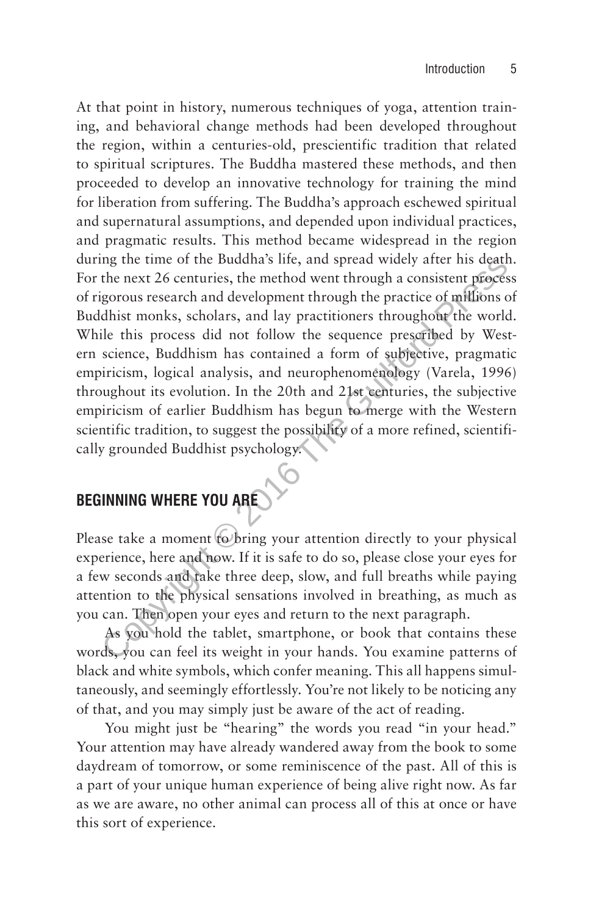At that point in history, numerous techniques of yoga, attention training, and behavioral change methods had been developed throughout the region, within a centuries-old, prescientific tradition that related to spiritual scriptures. The Buddha mastered these methods, and then proceeded to develop an innovative technology for training the mind for liberation from suffering. The Buddha's approach eschewed spiritual and supernatural assumptions, and depended upon individual practices, and pragmatic results. This method became widespread in the region during the time of the Buddha's life, and spread widely after his death. For the next 26 centuries, the method went through a consistent process of rigorous research and development through the practice of millions of Buddhist monks, scholars, and lay practitioners throughout the world. While this process did not follow the sequence prescribed by Western science, Buddhism has contained a form of subjective, pragmatic empiricism, logical analysis, and neurophenomenology (Varela, 1996) throughout its evolution. In the 20th and 21st centuries, the subjective empiricism of earlier Buddhism has begun to merge with the Western scientific tradition, to suggest the possibility of a more refined, scientifically grounded Buddhist psychology.

## BEGINNING WHERE YOU ARE

Please take a moment to bring your attention directly to your physical experience, here and now. If it is safe to do so, please close your eyes for a few seconds and take three deep, slow, and full breaths while paying attention to the physical sensations involved in breathing, as much as you can. Then open your eyes and return to the next paragraph.

As you hold the tablet, smartphone, or book that contains these words, you can feel its weight in your hands. You examine patterns of black and white symbols, which confer meaning. This all happens simultaneously, and seemingly effortlessly. You're not likely to be noticing any of that, and you may simply just be aware of the act of reading.

You might just be "hearing" the words you read "in your head." Your attention may have already wandered away from the book to some daydream of tomorrow, or some reminiscence of the past. All of this is a part of your unique human experience of being alive right now. As far as we are aware, no other animal can process all of this at once or have this sort of experience.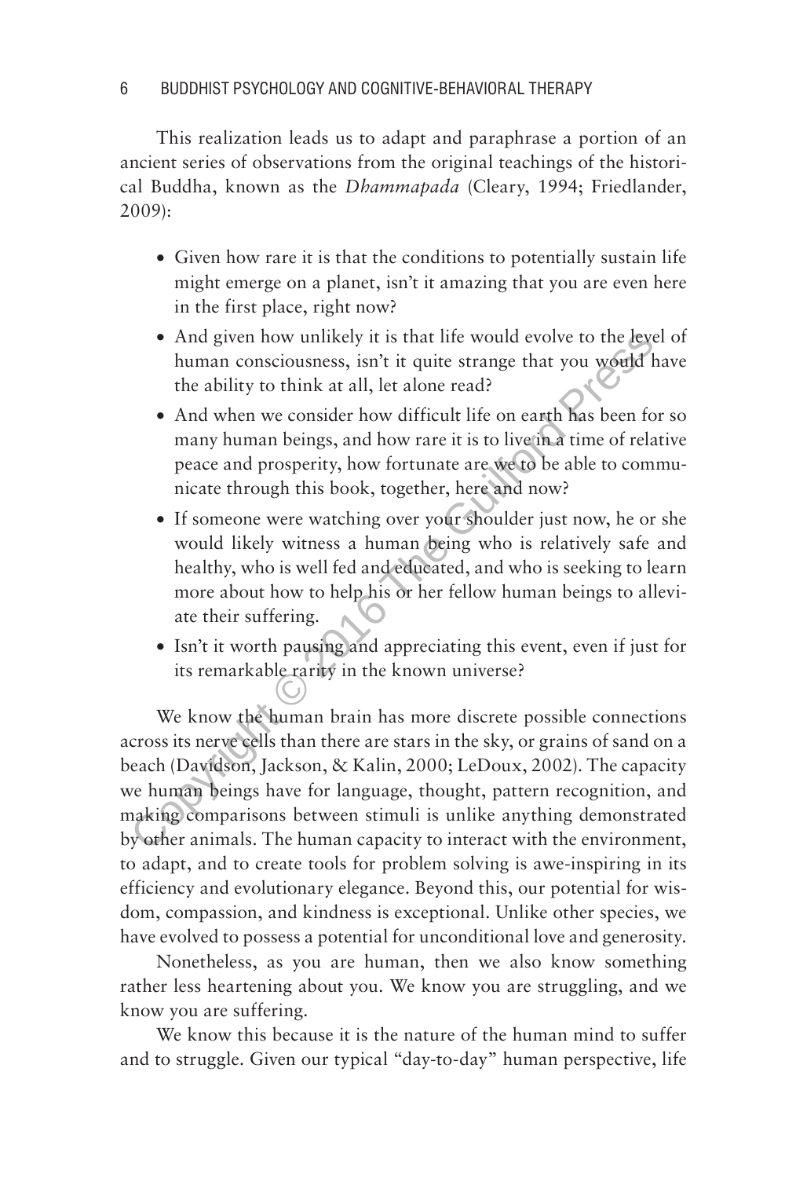This realization leads us to adapt and paraphrase a portion of an ancient series of observations from the original teachings of the historical Buddha, known as the *Dhammapada* (Cleary, 1994; Friedlander, 2009):

- Given how rare it is that the conditions to potentially sustain life might emerge on a planet, isn't it amazing that you are even here in the first place, right now?
- And given how unlikely it is that life would evolve to the level of human consciousness, isn't it quite strange that you would have the ability to think at all, let alone read?
- And when we consider how difficult life on earth has been for so many human beings, and how rare it is to live in a time of relative peace and prosperity, how fortunate are we to be able to communicate through this book, together, here and now?
- If someone were watching over your shoulder just now, he or she would likely witness a human being who is relatively safe and healthy, who is well fed and educated, and who is seeking to learn more about how to help his or her fellow human beings to alleviate their suffering.
- Isn't it worth pausing and appreciating this event, even if just for its remarkable rarity in the known universe?

We know the human brain has more discrete possible connections across its nerve cells than there are stars in the sky, or grains of sand on a beach (Davidson, Jackson, & Kalin, 2000; LeDoux, 2002). The capacity we human beings have for language, thought, pattern recognition, and making comparisons between stimuli is unlike anything demonstrated by other animals. The human capacity to interact with the environment, to adapt, and to create tools for problem solving is awe-inspiring in its efficiency and evolutionary elegance. Beyond this, our potential for wisdom, compassion, and kindness is exceptional. Unlike other species, we have evolved to possess a potential for unconditional love and generosity.

Nonetheless, as you are human, then we also know something rather less heartening about you. We know you are struggling, and we know you are suffering.

We know this because it is the nature of the human mind to suffer and to struggle. Given our typical "day-to-day" human perspective, life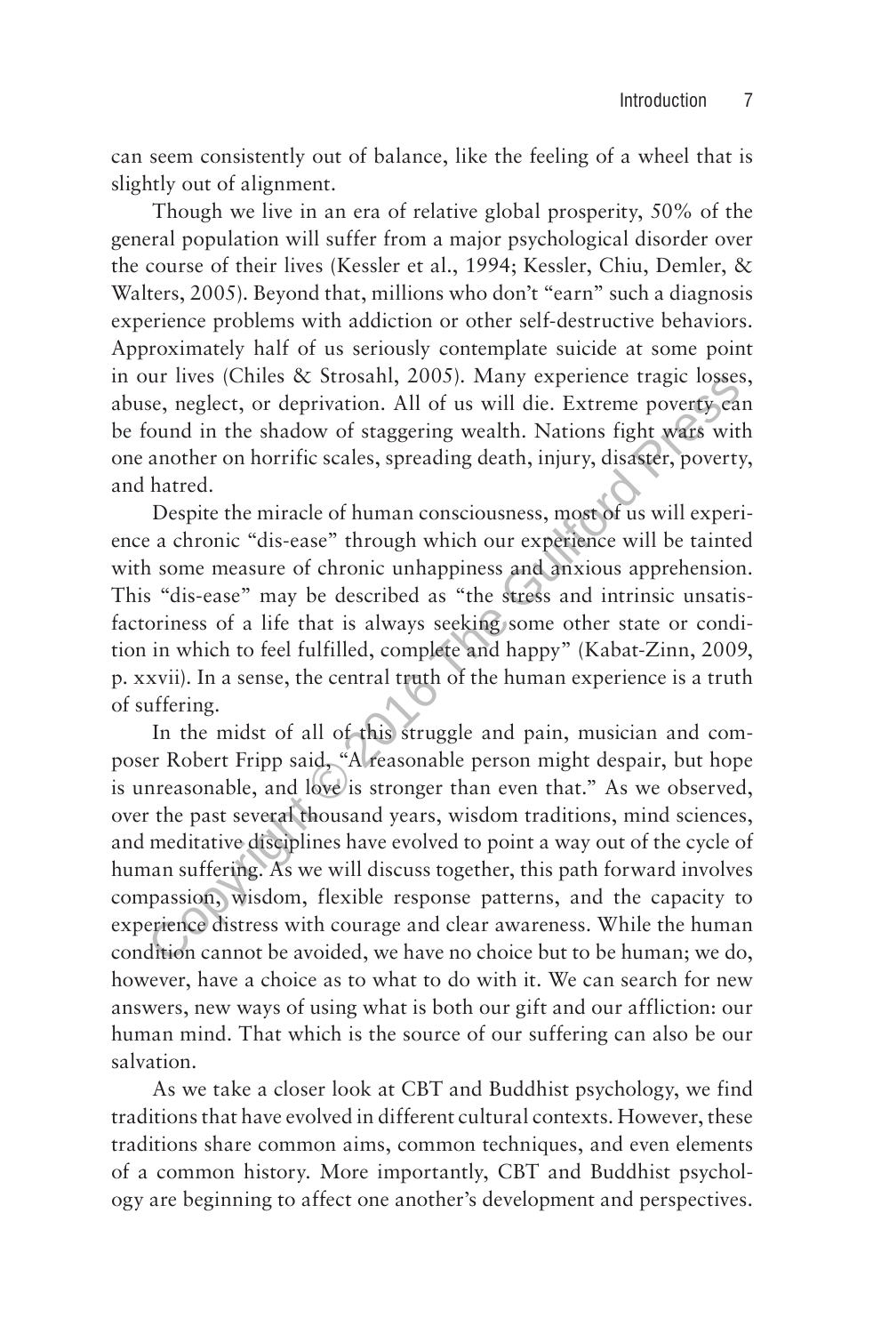can seem consistently out of balance, like the feeling of a wheel that is slightly out of alignment.

Though we live in an era of relative global prosperity, 50% of the general population will suffer from a major psychological disorder over the course of their lives (Kessler et al., 1994; Kessler, Chiu, Demler, & Walters, 2005). Beyond that, millions who don't "earn" such a diagnosis experience problems with addiction or other self-destructive behaviors. Approximately half of us seriously contemplate suicide at some point in our lives (Chiles & Strosahl, 2005). Many experience tragic losses, abuse, neglect, or deprivation. All of us will die. Extreme poverty can be found in the shadow of staggering wealth. Nations fight wars with one another on horrific scales, spreading death, injury, disaster, poverty, and hatred.

Despite the miracle of human consciousness, most of us will experience a chronic "dis-ease" through which our experience will be tainted with some measure of chronic unhappiness and anxious apprehension. This "dis-ease" may be described as "the stress and intrinsic unsatisfactoriness of a life that is always seeking some other state or condition in which to feel fulfilled, complete and happy" (Kabat-Zinn, 2009, p. xxvii). In a sense, the central truth of the human experience is a truth of suffering.

In the midst of all of this struggle and pain, musician and composer Robert Fripp said, "A reasonable person might despair, but hope is unreasonable, and love is stronger than even that." As we observed, over the past several thousand years, wisdom traditions, mind sciences, and meditative disciplines have evolved to point a way out of the cycle of human suffering. As we will discuss together, this path forward involves compassion, wisdom, flexible response patterns, and the capacity to experience distress with courage and clear awareness. While the human condition cannot be avoided, we have no choice but to be human; we do, however, have a choice as to what to do with it. We can search for new answers, new ways of using what is both our gift and our affliction: our human mind. That which is the source of our suffering can also be our salvation.

As we take a closer look at CBT and Buddhist psychology, we find traditions that have evolved in different cultural contexts. However, these traditions share common aims, common techniques, and even elements of a common history. More importantly, CBT and Buddhist psychology are beginning to affect one another's development and perspectives.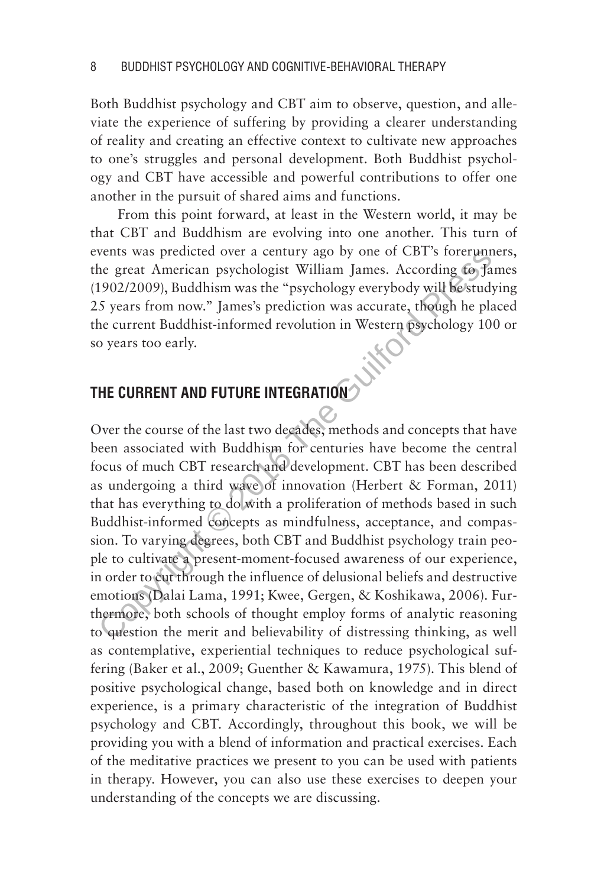Both Buddhist psychology and CBT aim to observe, question, and alleviate the experience of suffering by providing a clearer understanding of reality and creating an effective context to cultivate new approaches to one's struggles and personal development. Both Buddhist psychology and CBT have accessible and powerful contributions to offer one another in the pursuit of shared aims and functions.

From this point forward, at least in the Western world, it may be that CBT and Buddhism are evolving into one another. This turn of events was predicted over a century ago by one of CBT's forerunners, the great American psychologist William James. According to James (1902/2009), Buddhism was the "psychology everybody will be studying 25 years from now." James's prediction was accurate, though he placed the current Buddhist-informed revolution in Western psychology 100 or so years too early.

## THE CURRENT AND FUTURE INTEGRATION

Over the course of the last two decades, methods and concepts that have been associated with Buddhism for centuries have become the central focus of much CBT research and development. CBT has been described as undergoing a third wave of innovation (Herbert & Forman, 2011) that has everything to do with a proliferation of methods based in such Buddhist-informed concepts as mindfulness, acceptance, and compassion. To varying degrees, both CBT and Buddhist psychology train people to cultivate a present-moment-focused awareness of our experience, in order to cut through the influence of delusional beliefs and destructive emotions (Dalai Lama, 1991; Kwee, Gergen, & Koshikawa, 2006). Furthermore, both schools of thought employ forms of analytic reasoning to question the merit and believability of distressing thinking, as well as contemplative, experiential techniques to reduce psychological suffering (Baker et al., 2009; Guenther & Kawamura, 1975). This blend of positive psychological change, based both on knowledge and in direct experience, is a primary characteristic of the integration of Buddhist psychology and CBT. Accordingly, throughout this book, we will be providing you with a blend of information and practical exercises. Each of the meditative practices we present to you can be used with patients in therapy. However, you can also use these exercises to deepen your understanding of the concepts we are discussing.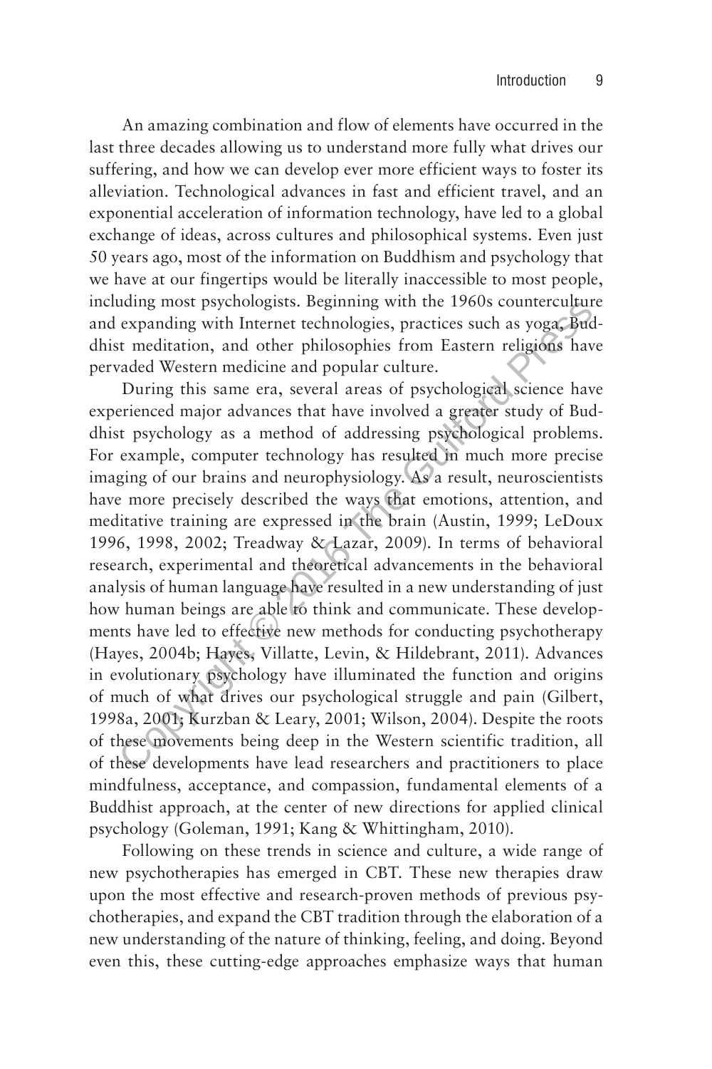An amazing combination and flow of elements have occurred in the last three decades allowing us to understand more fully what drives our suffering, and how we can develop ever more efficient ways to foster its alleviation. Technological advances in fast and efficient travel, and an exponential acceleration of information technology, have led to a global exchange of ideas, across cultures and philosophical systems. Even just 50 years ago, most of the information on Buddhism and psychology that we have at our fingertips would be literally inaccessible to most people, including most psychologists. Beginning with the 1960s counterculture and expanding with Internet technologies, practices such as yoga, Buddhist meditation, and other philosophies from Eastern religions have pervaded Western medicine and popular culture.

During this same era, several areas of psychological science have experienced major advances that have involved a greater study of Buddhist psychology as a method of addressing psychological problems. For example, computer technology has resulted in much more precise imaging of our brains and neurophysiology. As a result, neuroscientists have more precisely described the ways that emotions, attention, and meditative training are expressed in the brain (Austin, 1999; LeDoux 1996, 1998, 2002; Treadway & Lazar, 2009). In terms of behavioral research, experimental and theoretical advancements in the behavioral analysis of human language have resulted in a new understanding of just how human beings are able to think and communicate. These developments have led to effective new methods for conducting psychotherapy (Hayes, 2004b; Hayes, Villatte, Levin, & Hildebrant, 2011). Advances in evolutionary psychology have illuminated the function and origins of much of what drives our psychological struggle and pain (Gilbert, 1998a, 2001; Kurzban & Leary, 2001; Wilson, 2004). Despite the roots of these movements being deep in the Western scientific tradition, all of these developments have lead researchers and practitioners to place mindfulness, acceptance, and compassion, fundamental elements of a Buddhist approach, at the center of new directions for applied clinical psychology (Goleman, 1991; Kang & Whittingham, 2010).

Following on these trends in science and culture, a wide range of new psychotherapies has emerged in CBT. These new therapies draw upon the most effective and research-proven methods of previous psychotherapies, and expand the CBT tradition through the elaboration of a new understanding of the nature of thinking, feeling, and doing. Beyond even this, these cutting-edge approaches emphasize ways that human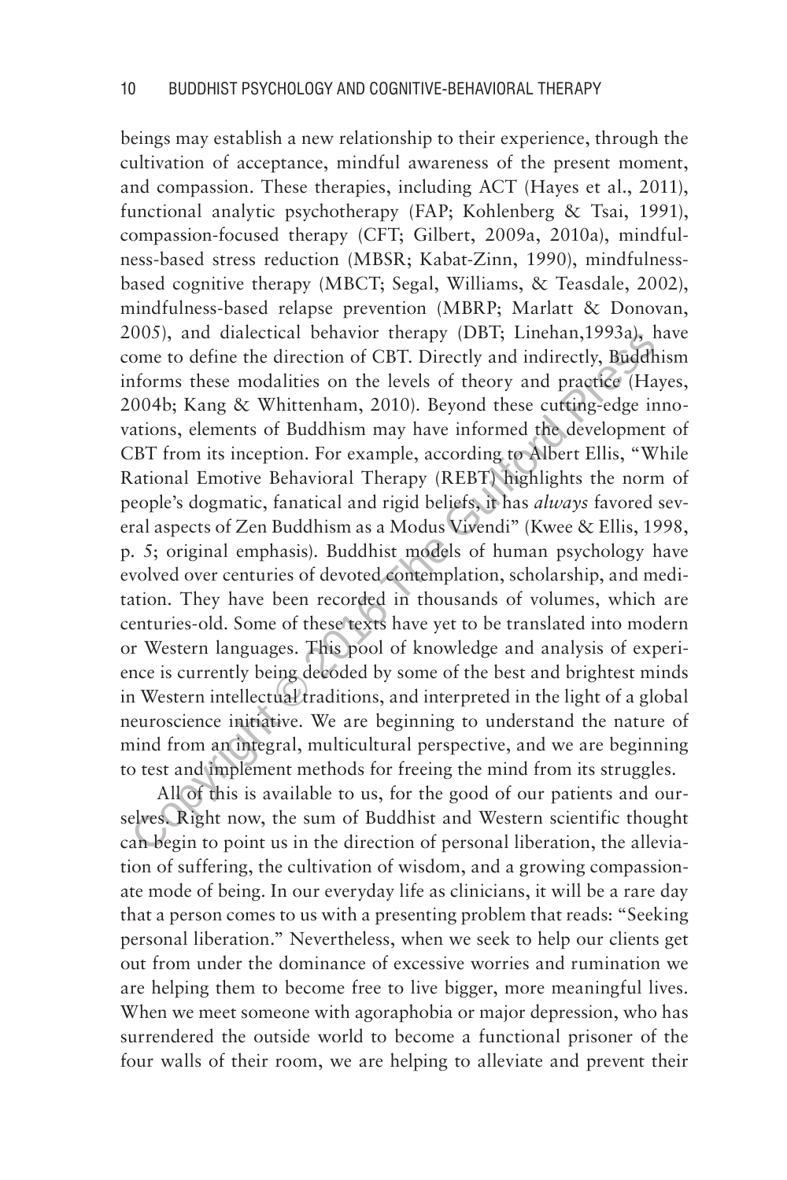beings may establish a new relationship to their experience, through the cultivation of acceptance, mindful awareness of the present moment, and compassion. These therapies, including ACT (Hayes et al., 2011), functional analytic psychotherapy (FAP; Kohlenberg & Tsai, 1991), compassion-focused therapy (CFT; Gilbert, 2009a, 2010a), mindfulness-based stress reduction (MBSR; Kabat-Zinn, 1990), mindfulness-based cognitive therapy (MBCT; Segal, Williams, & Teasdale, 2002), mindfulness-based relapse prevention (MBRP; Marlatt & Donovan, 2005), and dialectical behavior therapy (DBT; Linehan,1993a), have come to define the direction of CBT. Directly and indirectly, Buddhism informs these modalities on the levels of theory and practice (Hayes, 2004b; Kang & Whittenham, 2010). Beyond these cutting-edge innovations, elements of Buddhism may have informed the development of CBT from its inception. For example, according to Albert Ellis, "While Rational Emotive Behavioral Therapy (REBT) highlights the norm of people's dogmatic, fanatical and rigid beliefs, it has *always* favored several aspects of Zen Buddhism as a Modus Vivendi" (Kwee & Ellis, 1998, p. 5; original emphasis). Buddhist models of human psychology have evolved over centuries of devoted contemplation, scholarship, and meditation. They have been recorded in thousands of volumes, which are centuries-old. Some of these texts have yet to be translated into modern or Western languages. This pool of knowledge and analysis of experience is currently being decoded by some of the best and brightest minds in Western intellectual traditions, and interpreted in the light of a global neuroscience initiative. We are beginning to understand the nature of mind from an integral, multicultural perspective, and we are beginning to test and implement methods for freeing the mind from its struggles.

All of this is available to us, for the good of our patients and ourselves. Right now, the sum of Buddhist and Western scientific thought can begin to point us in the direction of personal liberation, the alleviation of suffering, the cultivation of wisdom, and a growing compassionate mode of being. In our everyday life as clinicians, it will be a rare day that a person comes to us with a presenting problem that reads: "Seeking personal liberation." Nevertheless, when we seek to help our clients get out from under the dominance of excessive worries and rumination we are helping them to become free to live bigger, more meaningful lives. When we meet someone with agoraphobia or major depression, who has surrendered the outside world to become a functional prisoner of the four walls of their room, we are helping to alleviate and prevent their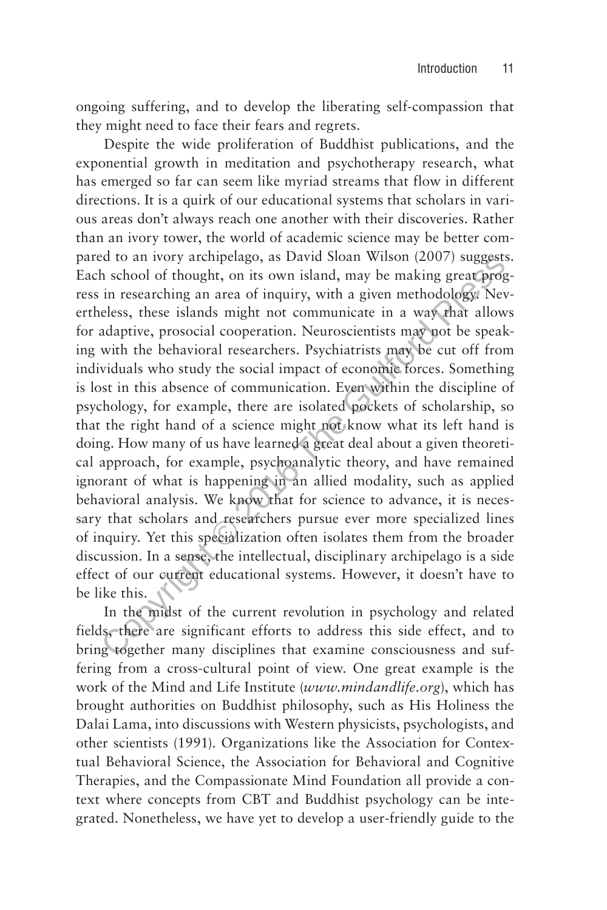ongoing suffering, and to develop the liberating self-compassion that they might need to face their fears and regrets.

Despite the wide proliferation of Buddhist publications, and the exponential growth in meditation and psychotherapy research, what has emerged so far can seem like myriad streams that flow in different directions. It is a quirk of our educational systems that scholars in various areas don't always reach one another with their discoveries. Rather than an ivory tower, the world of academic science may be better compared to an ivory archipelago, as David Sloan Wilson (2007) suggests. Each school of thought, on its own island, may be making great progress in researching an area of inquiry, with a given methodology. Nevertheless, these islands might not communicate in a way that allows for adaptive, prosocial cooperation. Neuroscientists may not be speaking with the behavioral researchers. Psychiatrists may be cut off from individuals who study the social impact of economic forces. Something is lost in this absence of communication. Even within the discipline of psychology, for example, there are isolated pockets of scholarship, so that the right hand of a science might not know what its left hand is doing. How many of us have learned a great deal about a given theoretical approach, for example, psychoanalytic theory, and have remained ignorant of what is happening in an allied modality, such as applied behavioral analysis. We know that for science to advance, it is necessary that scholars and researchers pursue ever more specialized lines of inquiry. Yet this specialization often isolates them from the broader discussion. In a sense, the intellectual, disciplinary archipelago is a side effect of our current educational systems. However, it doesn't have to be like this.

In the midst of the current revolution in psychology and related fields, there are significant efforts to address this side effect, and to bring together many disciplines that examine consciousness and suffering from a cross-cultural point of view. One great example is the work of the Mind and Life Institute (*www.mindandlife.org*), which has brought authorities on Buddhist philosophy, such as His Holiness the Dalai Lama, into discussions with Western physicists, psychologists, and other scientists (1991). Organizations like the Association for Contextual Behavioral Science, the Association for Behavioral and Cognitive Therapies, and the Compassionate Mind Foundation all provide a context where concepts from CBT and Buddhist psychology can be integrated. Nonetheless, we have yet to develop a user-friendly guide to the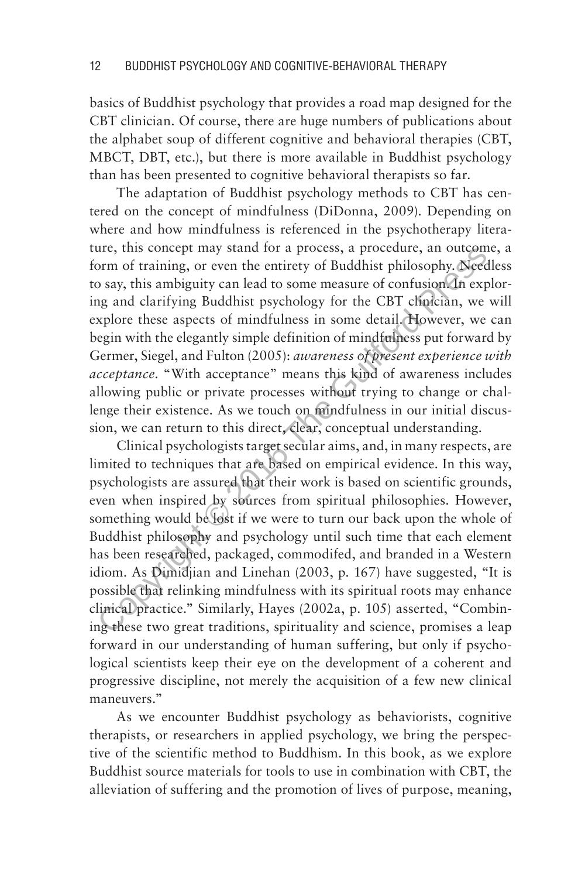basics of Buddhist psychology that provides a road map designed for the CBT clinician. Of course, there are huge numbers of publications about the alphabet soup of different cognitive and behavioral therapies (CBT, MBCT, DBT, etc.), but there is more available in Buddhist psychology than has been presented to cognitive behavioral therapists so far.

The adaptation of Buddhist psychology methods to CBT has centered on the concept of mindfulness (DiDonna, 2009). Depending on where and how mindfulness is referenced in the psychotherapy literature, this concept may stand for a process, a procedure, an outcome, a form of training, or even the entirety of Buddhist philosophy. Needless to say, this ambiguity can lead to some measure of confusion. In exploring and clarifying Buddhist psychology for the CBT clinician, we will explore these aspects of mindfulness in some detail. However, we can begin with the elegantly simple definition of mindfulness put forward by Germer, Siegel, and Fulton (2005): *awareness of present experience with acceptance*. "With acceptance" means this kind of awareness includes allowing public or private processes without trying to change or challenge their existence. As we touch on mindfulness in our initial discussion, we can return to this direct, clear, conceptual understanding.

Clinical psychologists target secular aims, and, in many respects, are limited to techniques that are based on empirical evidence. In this way, psychologists are assured that their work is based on scientific grounds, even when inspired by sources from spiritual philosophies. However, something would be lost if we were to turn our back upon the whole of Buddhist philosophy and psychology until such time that each element has been researched, packaged, commodifed, and branded in a Western idiom. As Dimidjian and Linehan (2003, p. 167) have suggested, "It is possible that relinking mindfulness with its spiritual roots may enhance clinical practice." Similarly, Hayes (2002a, p. 105) asserted, "Combining these two great traditions, spirituality and science, promises a leap forward in our understanding of human suffering, but only if psychological scientists keep their eye on the development of a coherent and progressive discipline, not merely the acquisition of a few new clinical maneuvers."

As we encounter Buddhist psychology as behaviorists, cognitive therapists, or researchers in applied psychology, we bring the perspective of the scientific method to Buddhism. In this book, as we explore Buddhist source materials for tools to use in combination with CBT, the alleviation of suffering and the promotion of lives of purpose, meaning,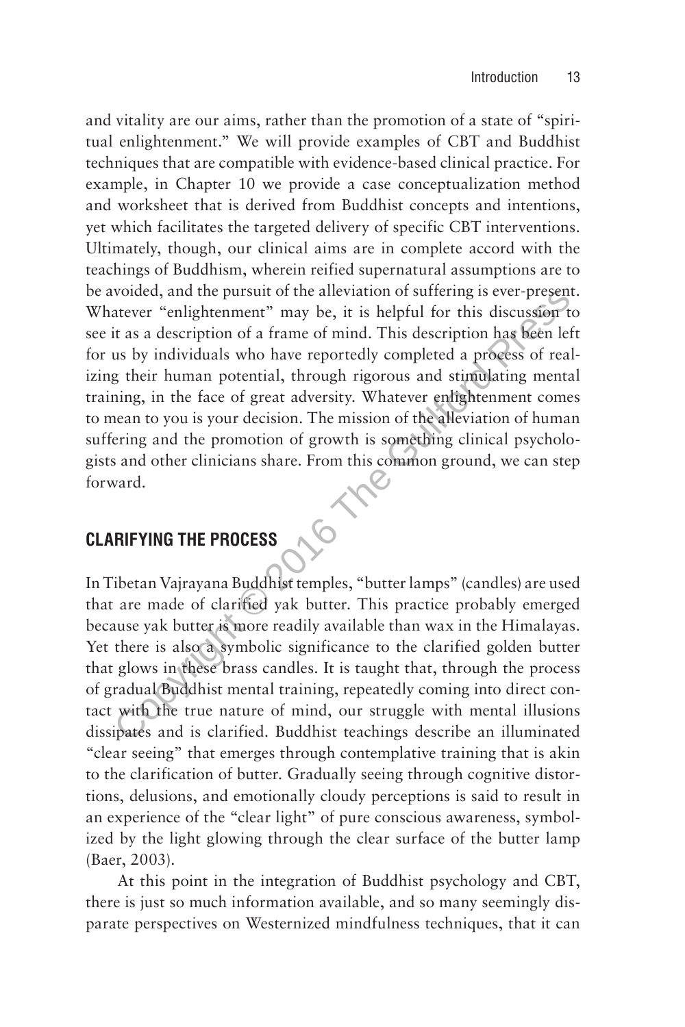and vitality are our aims, rather than the promotion of a state of "spiritual enlightenment." We will provide examples of CBT and Buddhist techniques that are compatible with evidence-based clinical practice. For example, in Chapter 10 we provide a case conceptualization method and worksheet that is derived from Buddhist concepts and intentions, yet which facilitates the targeted delivery of specific CBT interventions. Ultimately, though, our clinical aims are in complete accord with the teachings of Buddhism, wherein reified supernatural assumptions are to be avoided, and the pursuit of the alleviation of suffering is ever-present. Whatever "enlightenment" may be, it is helpful for this discussion to see it as a description of a frame of mind. This description has been left for us by individuals who have reportedly completed a process of realizing their human potential, through rigorous and stimulating mental training, in the face of great adversity. Whatever enlightenment comes to mean to you is your decision. The mission of the alleviation of human suffering and the promotion of growth is something clinical psychologists and other clinicians share. From this common ground, we can step forward.

## CLARIFYING THE PROCESS

In Tibetan Vajrayana Buddhist temples, "butter lamps" (candles) are used that are made of clarified yak butter. This practice probably emerged because yak butter is more readily available than wax in the Himalayas. Yet there is also a symbolic significance to the clarified golden butter that glows in these brass candles. It is taught that, through the process of gradual Buddhist mental training, repeatedly coming into direct contact with the true nature of mind, our struggle with mental illusions dissipates and is clarified. Buddhist teachings describe an illuminated "clear seeing" that emerges through contemplative training that is akin to the clarification of butter. Gradually seeing through cognitive distortions, delusions, and emotionally cloudy perceptions is said to result in an experience of the "clear light" of pure conscious awareness, symbolized by the light glowing through the clear surface of the butter lamp (Baer, 2003).

At this point in the integration of Buddhist psychology and CBT, there is just so much information available, and so many seemingly disparate perspectives on Westernized mindfulness techniques, that it can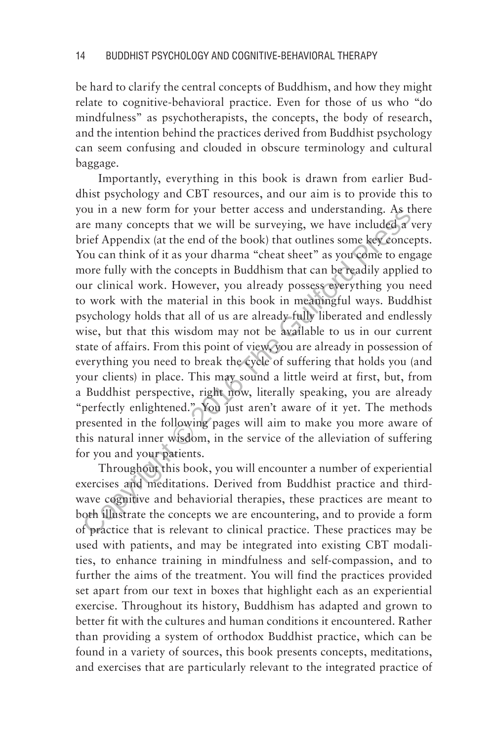be hard to clarify the central concepts of Buddhism, and how they might relate to cognitive-behavioral practice. Even for those of us who "do mindfulness" as psychotherapists, the concepts, the body of research, and the intention behind the practices derived from Buddhist psychology can seem confusing and clouded in obscure terminology and cultural baggage.

Importantly, everything in this book is drawn from earlier Buddhist psychology and CBT resources, and our aim is to provide this to you in a new form for your better access and understanding. As there are many concepts that we will be surveying, we have included a very brief Appendix (at the end of the book) that outlines some key concepts. You can think of it as your dharma "cheat sheet" as you come to engage more fully with the concepts in Buddhism that can be readily applied to our clinical work. However, you already possess everything you need to work with the material in this book in meaningful ways. Buddhist psychology holds that all of us are already fully liberated and endlessly wise, but that this wisdom may not be available to us in our current state of affairs. From this point of view, you are already in possession of everything you need to break the cycle of suffering that holds you (and your clients) in place. This may sound a little weird at first, but, from a Buddhist perspective, right now, literally speaking, you are already "perfectly enlightened." You just aren't aware of it yet. The methods presented in the following pages will aim to make you more aware of this natural inner wisdom, in the service of the alleviation of suffering for you and your patients.

Throughout this book, you will encounter a number of experiential exercises and meditations. Derived from Buddhist practice and third-wave cognitive and behaviorial therapies, these practices are meant to both illustrate the concepts we are encountering, and to provide a form of practice that is relevant to clinical practice. These practices may be used with patients, and may be integrated into existing CBT modalities, to enhance training in mindfulness and self-compassion, and to further the aims of the treatment. You will find the practices provided set apart from our text in boxes that highlight each as an experiential exercise. Throughout its history, Buddhism has adapted and grown to better fit with the cultures and human conditions it encountered. Rather than providing a system of orthodox Buddhist practice, which can be found in a variety of sources, this book presents concepts, meditations, and exercises that are particularly relevant to the integrated practice of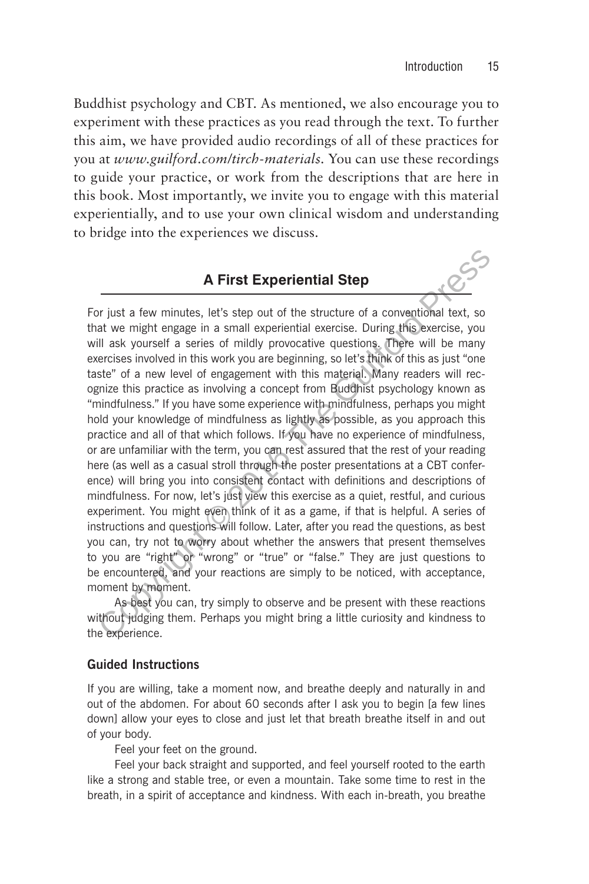Buddhist psychology and CBT. As mentioned, we also encourage you to experiment with these practices as you read through the text. To further this aim, we have provided audio recordings of all of these practices for you at *www.guilford.com/tirch-materials*. You can use these recordings to guide your practice, or work from the descriptions that are here in this book. Most importantly, we invite you to engage with this material experientially, and to use your own clinical wisdom and understanding to bridge into the experiences we discuss.

## A First Experiential Step

For just a few minutes, let's step out of the structure of a conventional text, so that we might engage in a small experiential exercise. During this exercise, you will ask yourself a series of mildly provocative questions. There will be many exercises involved in this work you are beginning, so let's think of this as just "one taste" of a new level of engagement with this material. Many readers will recognize this practice as involving a concept from Buddhist psychology known as "mindfulness." If you have some experience with mindfulness, perhaps you might hold your knowledge of mindfulness as lightly as possible, as you approach this practice and all of that which follows. If you have no experience of mindfulness, or are unfamiliar with the term, you can rest assured that the rest of your reading here (as well as a casual stroll through the poster presentations at a CBT conference) will bring you into consistent contact with definitions and descriptions of mindfulness. For now, let's just view this exercise as a quiet, restful, and curious experiment. You might even think of it as a game, if that is helpful. A series of instructions and questions will follow. Later, after you read the questions, as best you can, try not to worry about whether the answers that present themselves to you are "right" or "wrong" or "true" or "false." They are just questions to be encountered, and your reactions are simply to be noticed, with acceptance, moment by moment.

As best you can, try simply to observe and be present with these reactions without judging them. Perhaps you might bring a little curiosity and kindness to the experience.

### Guided Instructions

If you are willing, take a moment now, and breathe deeply and naturally in and out of the abdomen. For about 60 seconds after I ask you to begin [a few lines down] allow your eyes to close and just let that breath breathe itself in and out of your body.

Feel your feet on the ground.

Feel your back straight and supported, and feel yourself rooted to the earth like a strong and stable tree, or even a mountain. Take some time to rest in the breath, in a spirit of acceptance and kindness. With each in-breath, you breathe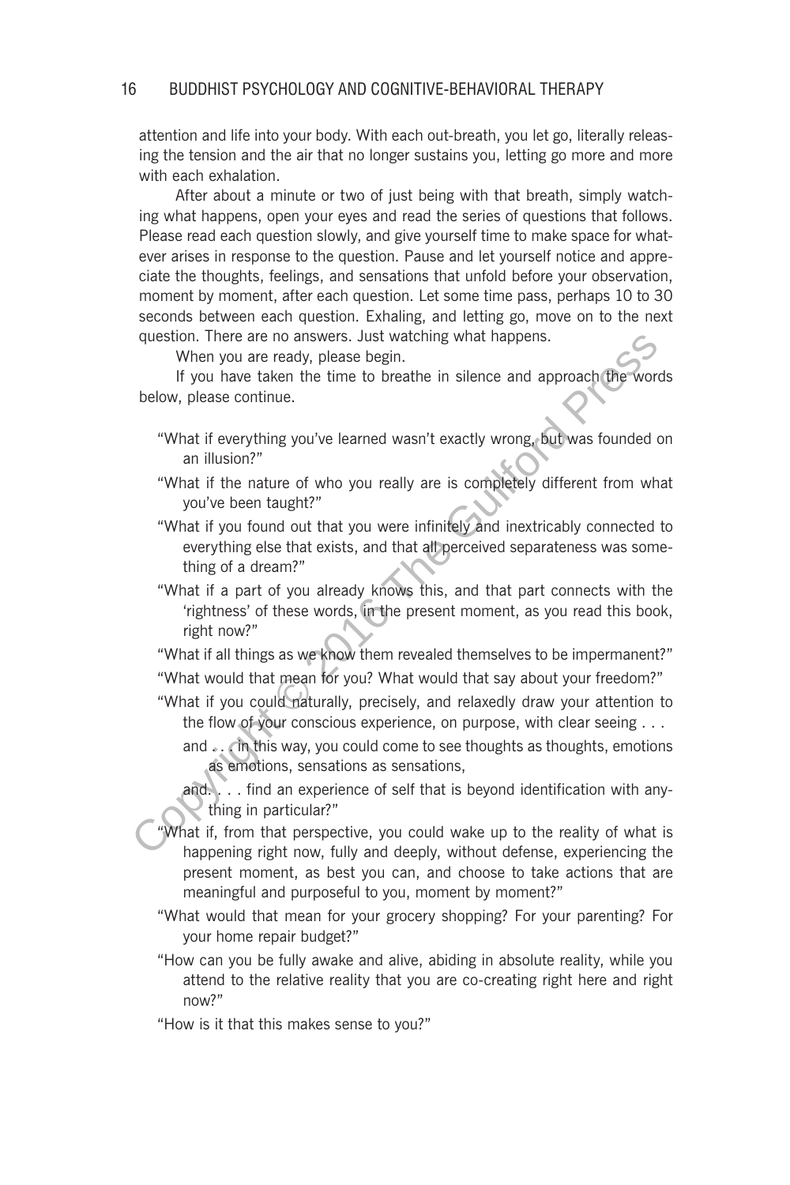attention and life into your body. With each out-breath, you let go, literally releasing the tension and the air that no longer sustains you, letting go more and more with each exhalation.

After about a minute or two of just being with that breath, simply watching what happens, open your eyes and read the series of questions that follows. Please read each question slowly, and give yourself time to make space for whatever arises in response to the question. Pause and let yourself notice and appreciate the thoughts, feelings, and sensations that unfold before your observation, moment by moment, after each question. Let some time pass, perhaps 10 to 30 seconds between each question. Exhaling, and letting go, move on to the next question. There are no answers. Just watching what happens.

When you are ready, please begin.

If you have taken the time to breathe in silence and approach the words below, please continue.

> "What if everything you've learned wasn't exactly wrong, but was founded on an illusion?"
>
> "What if the nature of who you really are is completely different from what you've been taught?"
>
> "What if you found out that you were infinitely and inextricably connected to everything else that exists, and that all perceived separateness was something of a dream?"
>
> "What if a part of you already knows this, and that part connects with the 'rightness' of these words, in the present moment, as you read this book, right now?"
>
> "What if all things as we know them revealed themselves to be impermanent?"
>
> "What would that mean for you? What would that say about your freedom?"
>
> "What if you could naturally, precisely, and relaxedly draw your attention to the flow of your conscious experience, on purpose, with clear seeing . . .
>
> and . . . in this way, you could come to see thoughts as thoughts, emotions as emotions, sensations as sensations,
>
> and . . . find an experience of self that is beyond identification with anything in particular?"
>
> "What if, from that perspective, you could wake up to the reality of what is happening right now, fully and deeply, without defense, experiencing the present moment, as best you can, and choose to take actions that are meaningful and purposeful to you, moment by moment?"
>
> "What would that mean for your grocery shopping? For your parenting? For your home repair budget?"
>
> "How can you be fully awake and alive, abiding in absolute reality, while you attend to the relative reality that you are co-creating right here and right now?"
>
> "How is it that this makes sense to you?"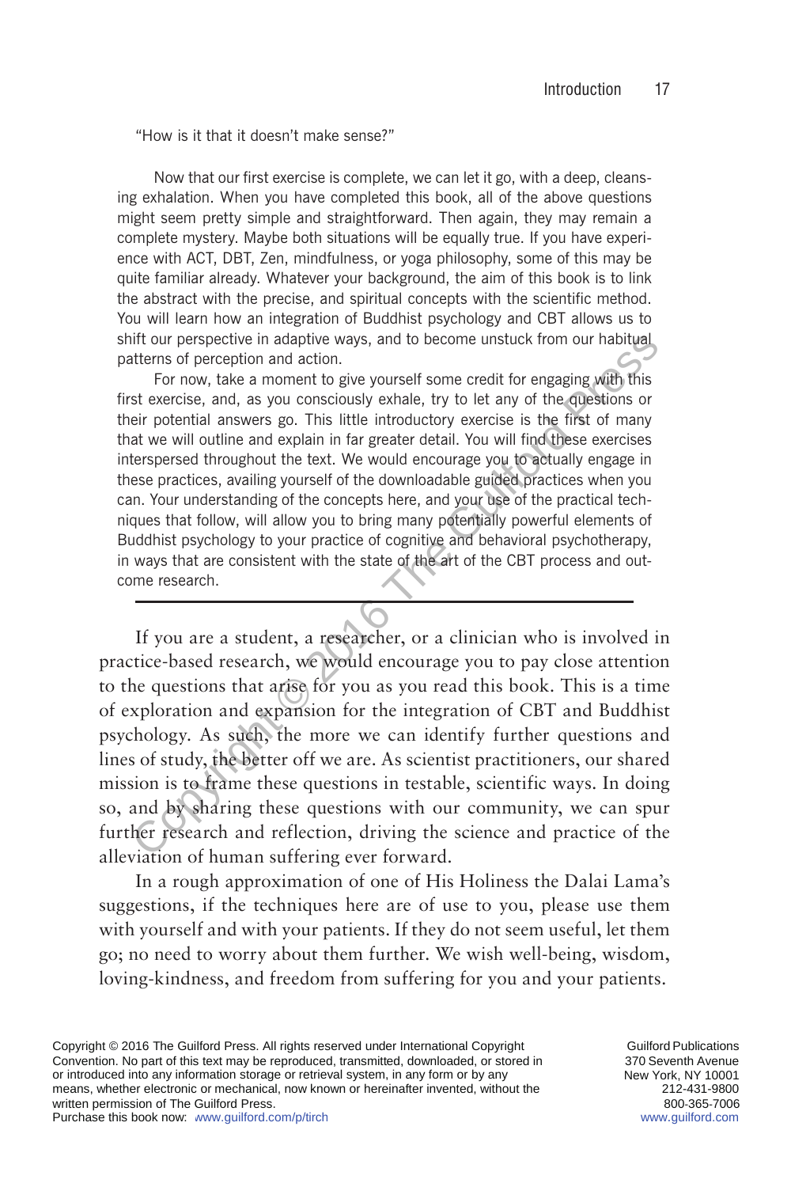"How is it that it doesn't make sense?"

Now that our first exercise is complete, we can let it go, with a deep, cleansing exhalation. When you have completed this book, all of the above questions might seem pretty simple and straightforward. Then again, they may remain a complete mystery. Maybe both situations will be equally true. If you have experience with ACT, DBT, Zen, mindfulness, or yoga philosophy, some of this may be quite familiar already. Whatever your background, the aim of this book is to link the abstract with the precise, and spiritual concepts with the scientific method. You will learn how an integration of Buddhist psychology and CBT allows us to shift our perspective in adaptive ways, and to become unstuck from our habitual patterns of perception and action.

For now, take a moment to give yourself some credit for engaging with this first exercise, and, as you consciously exhale, try to let any of the questions or their potential answers go. This little introductory exercise is the first of many that we will outline and explain in far greater detail. You will find these exercises interspersed throughout the text. We would encourage you to actually engage in these practices, availing yourself of the downloadable guided practices when you can. Your understanding of the concepts here, and your use of the practical techniques that follow, will allow you to bring many potentially powerful elements of Buddhist psychology to your practice of cognitive and behavioral psychotherapy, in ways that are consistent with the state of the art of the CBT process and outcome research.

---

If you are a student, a researcher, or a clinician who is involved in practice-based research, we would encourage you to pay close attention to the questions that arise for you as you read this book. This is a time of exploration and expansion for the integration of CBT and Buddhist psychology. As such, the more we can identify further questions and lines of study, the better off we are. As scientist practitioners, our shared mission is to frame these questions in testable, scientific ways. In doing so, and by sharing these questions with our community, we can spur further research and reflection, driving the science and practice of the alleviation of human suffering ever forward.

In a rough approximation of one of His Holiness the Dalai Lama's suggestions, if the techniques here are of use to you, please use them with yourself and with your patients. If they do not seem useful, let them go; no need to worry about them further. We wish well-being, wisdom, loving-kindness, and freedom from suffering for you and your patients.

Copyright © 2016 The Guilford Press. All rights reserved under International Copyright Convention. No part of this text may be reproduced, transmitted, downloaded, or stored in or introduced into any information storage or retrieval system, in any form or by any means, whether electronic or mechanical, now known or hereinafter invented, without the written permission of The Guilford Press.
Purchase this book now: www.guilford.com/p/tirch

Guilford Publications
370 Seventh Avenue
New York, NY 10001
212-431-9800
800-365-7006
www.guilford.com